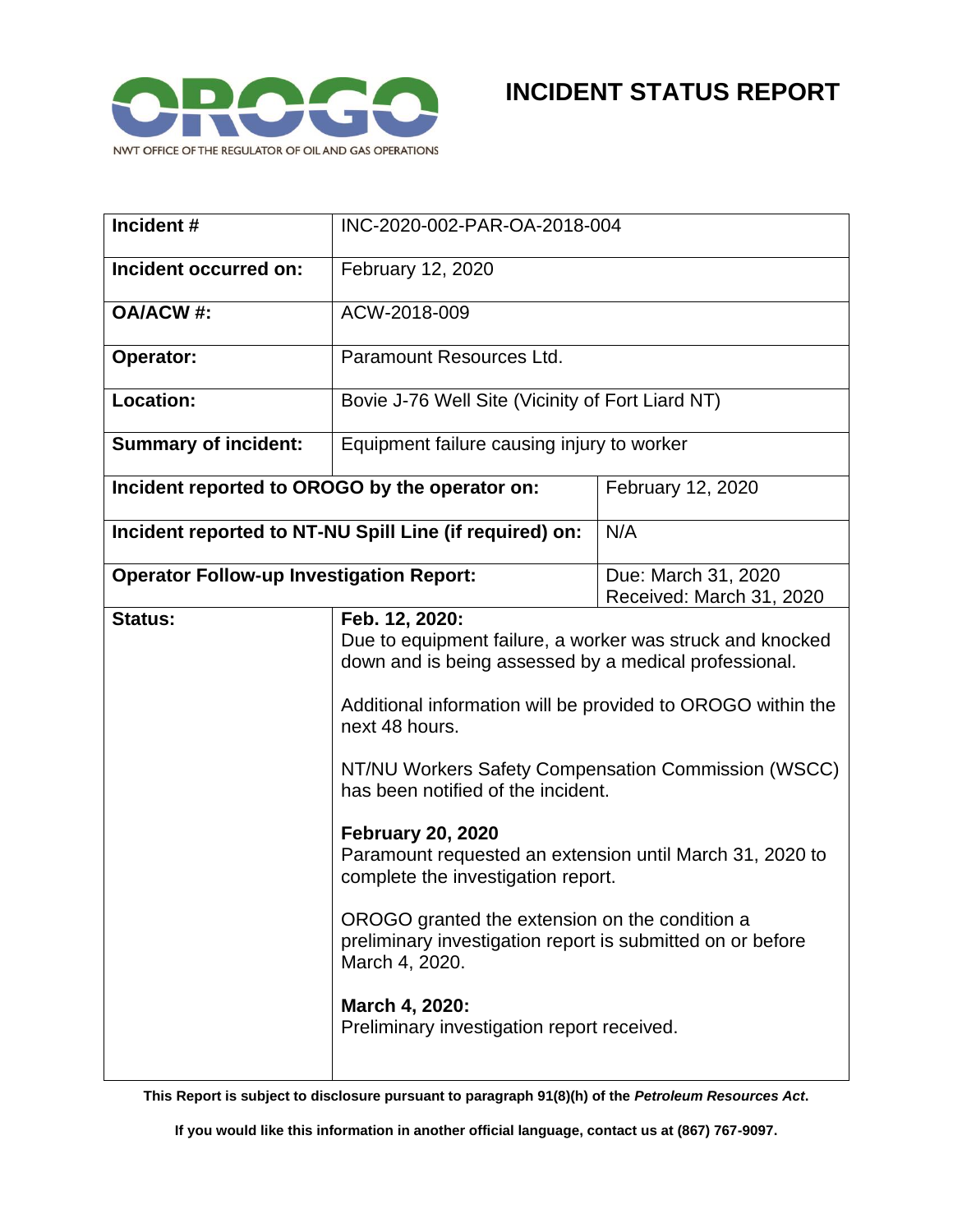NWT OFFICE OF THE REGULATOR OF OIL AND GAS OPERATIONS

# INCIDENT STATUS REPORT

| **Incident #** | INC-2020-002-PAR-OA-2018-004 | |
|---|---|---|
| **Incident occurred on:** | February 12, 2020 | |
| **OA/ACW #:** | ACW-2018-009 | |
| **Operator:** | Paramount Resources Ltd. | |
| **Location:** | Bovie J-76 Well Site (Vicinity of Fort Liard NT) | |
| **Summary of incident:** | Equipment failure causing injury to worker | |
| **Incident reported to OROGO by the operator on:** | | February 12, 2020 |
| **Incident reported to NT-NU Spill Line (if required) on:** | | N/A |
| **Operator Follow-up Investigation Report:** | | Due: March 31, 2020<br>Received: March 31, 2020 |
| **Status:** | **Feb. 12, 2020:**<br>Due to equipment failure, a worker was struck and knocked down and is being assessed by a medical professional.<br><br>Additional information will be provided to OROGO within the next 48 hours.<br><br>NT/NU Workers Safety Compensation Commission (WSCC) has been notified of the incident.<br><br>**February 20, 2020**<br>Paramount requested an extension until March 31, 2020 to complete the investigation report.<br><br>OROGO granted the extension on the condition a preliminary investigation report is submitted on or before March 4, 2020.<br><br>**March 4, 2020:**<br>Preliminary investigation report received. | |

**This Report is subject to disclosure pursuant to paragraph 91(8)(h) of the *Petroleum Resources Act*.**

**If you would like this information in another official language, contact us at (867) 767-9097.**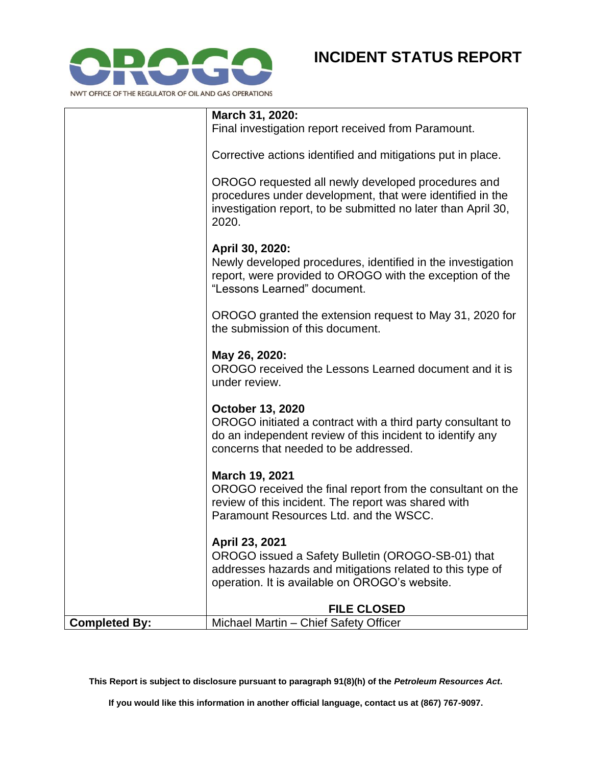# INCIDENT STATUS REPORT

NWT OFFICE OF THE REGULATOR OF OIL AND GAS OPERATIONS

| | |
|---|---|
| | **March 31, 2020:**<br>Final investigation report received from Paramount.<br><br>Corrective actions identified and mitigations put in place.<br><br>OROGO requested all newly developed procedures and procedures under development, that were identified in the investigation report, to be submitted no later than April 30, 2020.<br><br>**April 30, 2020:**<br>Newly developed procedures, identified in the investigation report, were provided to OROGO with the exception of the "Lessons Learned" document.<br><br>OROGO granted the extension request to May 31, 2020 for the submission of this document.<br><br>**May 26, 2020:**<br>OROGO received the Lessons Learned document and it is under review.<br><br>**October 13, 2020**<br>OROGO initiated a contract with a third party consultant to do an independent review of this incident to identify any concerns that needed to be addressed.<br><br>**March 19, 2021**<br>OROGO received the final report from the consultant on the review of this incident. The report was shared with Paramount Resources Ltd. and the WSCC.<br><br>**April 23, 2021**<br>OROGO issued a Safety Bulletin (OROGO-SB-01) that addresses hazards and mitigations related to this type of operation. It is available on OROGO's website.<br><br>**FILE CLOSED** |
| **Completed By:** | Michael Martin – Chief Safety Officer |

**This Report is subject to disclosure pursuant to paragraph 91(8)(h) of the *Petroleum Resources Act*.**

**If you would like this information in another official language, contact us at (867) 767-9097.**